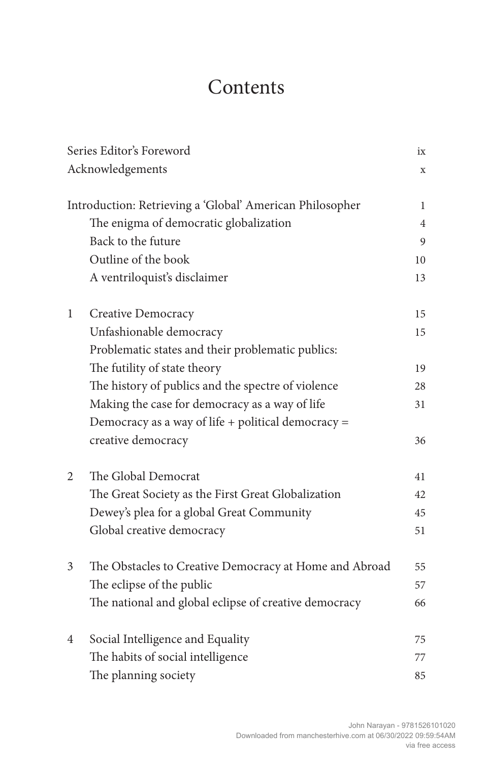# Contents

| | | |
|---|---|---|
| Series Editor's Foreword | | ix |
| Acknowledgements | | x |
| Introduction: Retrieving a 'Global' American Philosopher | | 1 |
| | The enigma of democratic globalization | 4 |
| | Back to the future | 9 |
| | Outline of the book | 10 |
| | A ventriloquist's disclaimer | 13 |
| 1 | Creative Democracy | 15 |
| | Unfashionable democracy | 15 |
| | Problematic states and their problematic publics: The futility of state theory | 19 |
| | The history of publics and the spectre of violence | 28 |
| | Making the case for democracy as a way of life | 31 |
| | Democracy as a way of life + political democracy = creative democracy | 36 |
| 2 | The Global Democrat | 41 |
| | The Great Society as the First Great Globalization | 42 |
| | Dewey's plea for a global Great Community | 45 |
| | Global creative democracy | 51 |
| 3 | The Obstacles to Creative Democracy at Home and Abroad | 55 |
| | The eclipse of the public | 57 |
| | The national and global eclipse of creative democracy | 66 |
| 4 | Social Intelligence and Equality | 75 |
| | The habits of social intelligence | 77 |
| | The planning society | 85 |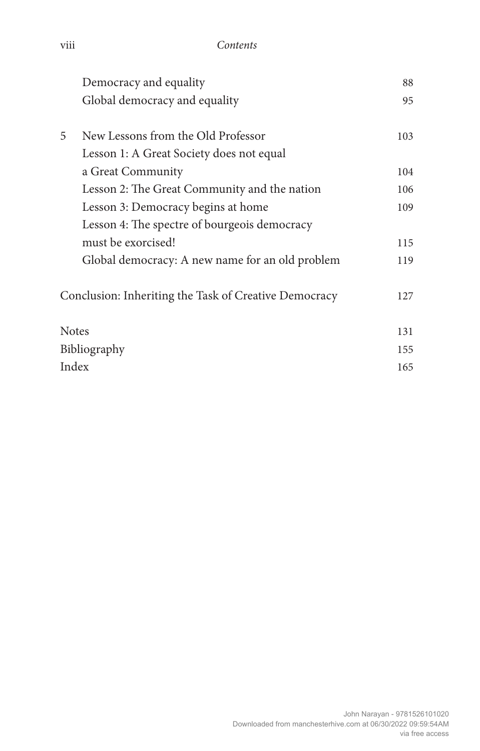Democracy and equality 88
Global democracy and equality 95

5 New Lessons from the Old Professor 103
Lesson 1: A Great Society does not equal a Great Community 104
Lesson 2: The Great Community and the nation 106
Lesson 3: Democracy begins at home 109
Lesson 4: The spectre of bourgeois democracy must be exorcised! 115
Global democracy: A new name for an old problem 119

Conclusion: Inheriting the Task of Creative Democracy 127

Notes 131
Bibliography 155
Index 165